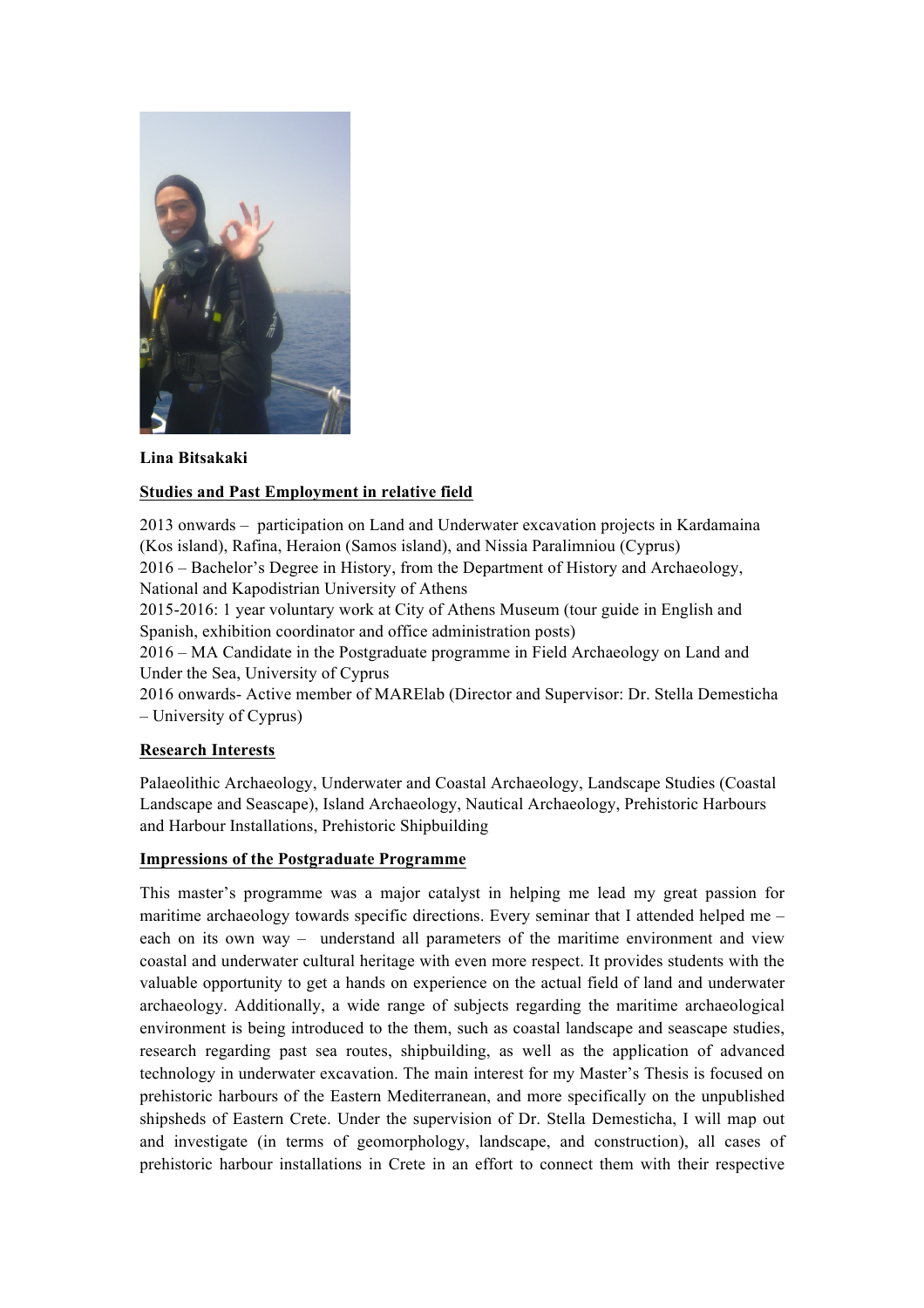**Lina Bitsakaki**

**<u>Studies and Past Employment in relative field</u>**

2013 onwards – participation on Land and Underwater excavation projects in Kardamaina (Kos island), Rafina, Heraion (Samos island), and Nissia Paralimniou (Cyprus)
2016 – Bachelor's Degree in History, from the Department of History and Archaeology, National and Kapodistrian University of Athens
2015-2016: 1 year voluntary work at City of Athens Museum (tour guide in English and Spanish, exhibition coordinator and office administration posts)
2016 – MA Candidate in the Postgraduate programme in Field Archaeology on Land and Under the Sea, University of Cyprus
2016 onwards- Active member of MARElab (Director and Supervisor: Dr. Stella Demesticha – University of Cyprus)

**<u>Research Interests</u>**

Palaeolithic Archaeology, Underwater and Coastal Archaeology, Landscape Studies (Coastal Landscape and Seascape), Island Archaeology, Nautical Archaeology, Prehistoric Harbours and Harbour Installations, Prehistoric Shipbuilding

**<u>Impressions of the Postgraduate Programme</u>**

This master's programme was a major catalyst in helping me lead my great passion for maritime archaeology towards specific directions. Every seminar that I attended helped me – each on its own way – understand all parameters of the maritime environment and view coastal and underwater cultural heritage with even more respect. It provides students with the valuable opportunity to get a hands on experience on the actual field of land and underwater archaeology. Additionally, a wide range of subjects regarding the maritime archaeological environment is being introduced to the them, such as coastal landscape and seascape studies, research regarding past sea routes, shipbuilding, as well as the application of advanced technology in underwater excavation. The main interest for my Master's Thesis is focused on prehistoric harbours of the Eastern Mediterranean, and more specifically on the unpublished shipsheds of Eastern Crete. Under the supervision of Dr. Stella Demesticha, I will map out and investigate (in terms of geomorphology, landscape, and construction), all cases of prehistoric harbour installations in Crete in an effort to connect them with their respective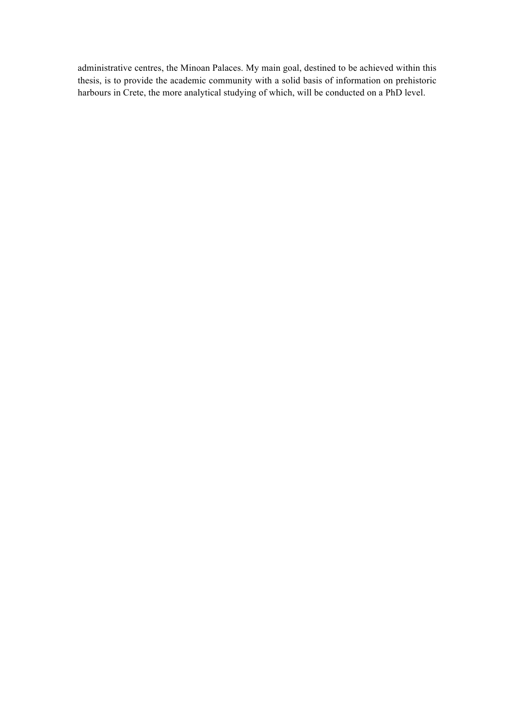administrative centres, the Minoan Palaces. My main goal, destined to be achieved within this thesis, is to provide the academic community with a solid basis of information on prehistoric harbours in Crete, the more analytical studying of which, will be conducted on a PhD level.